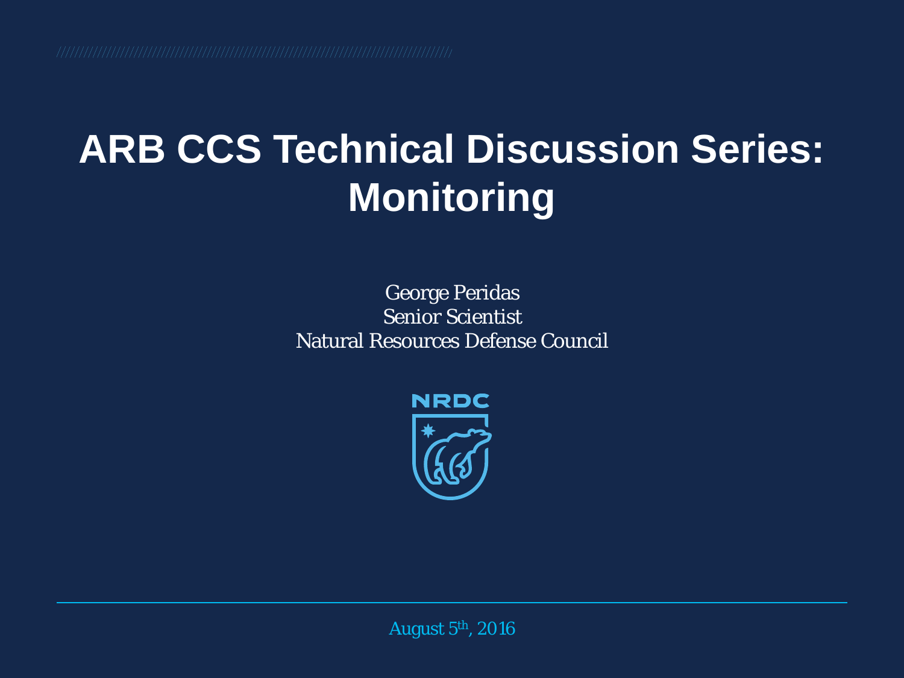# ARB CCS Technical Discussion Series: Monitoring

George Peridas
Senior Scientist
Natural Resources Defense Council

NRDC

August 5th, 2016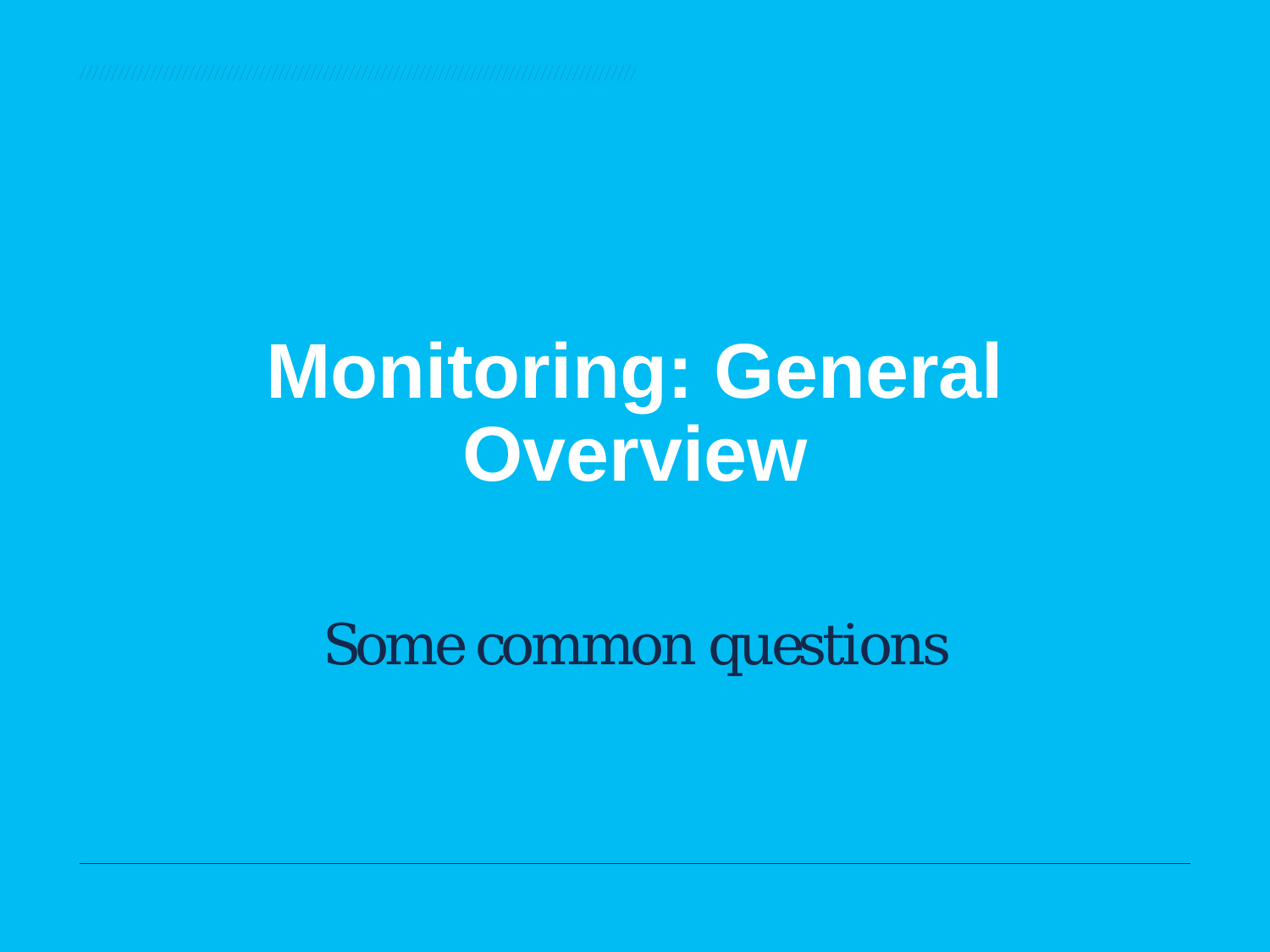# Monitoring: General Overview

Some common questions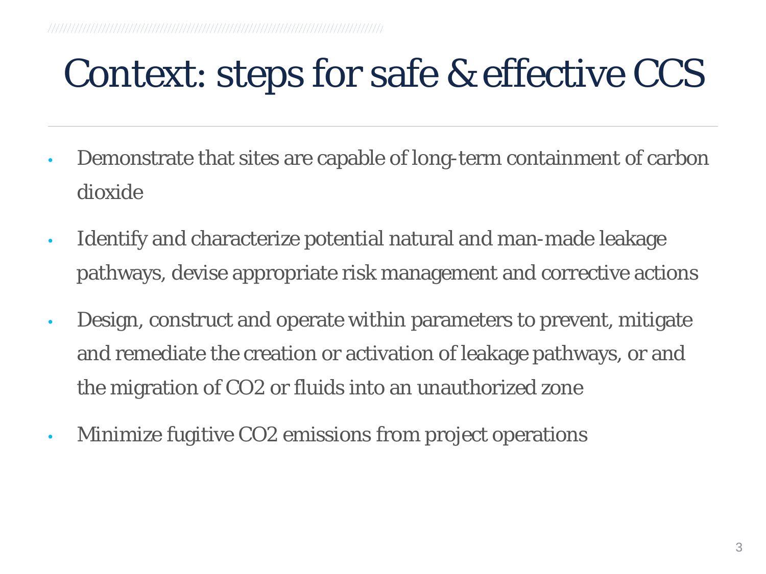# Context: steps for safe & effective CCS

- Demonstrate that sites are capable of long-term containment of carbon dioxide
- Identify and characterize potential natural and man-made leakage pathways, devise appropriate risk management and corrective actions
- Design, construct and operate within parameters to prevent, mitigate and remediate the creation or activation of leakage pathways, or and the migration of $CO_2$ or fluids into an unauthorized zone
- Minimize fugitive $CO_2$ emissions from project operations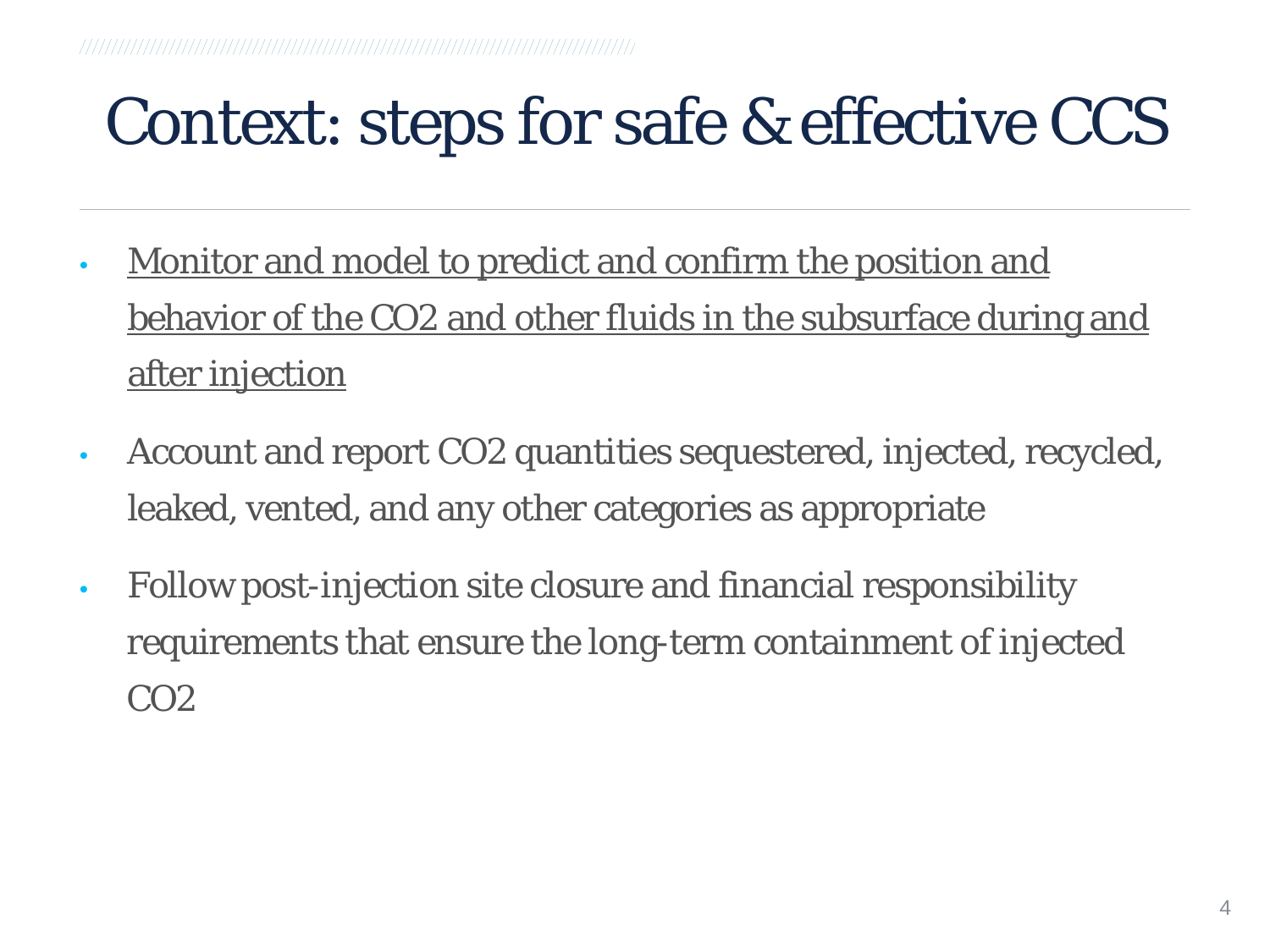# Context: steps for safe & effective CCS

- <u>Monitor and model to predict and confirm the position and behavior of the $CO_2$ and other fluids in the subsurface during and after injection</u>
- Account and report $CO_2$ quantities sequestered, injected, recycled, leaked, vented, and any other categories as appropriate
- Follow post-injection site closure and financial responsibility requirements that ensure the long-term containment of injected $CO_2$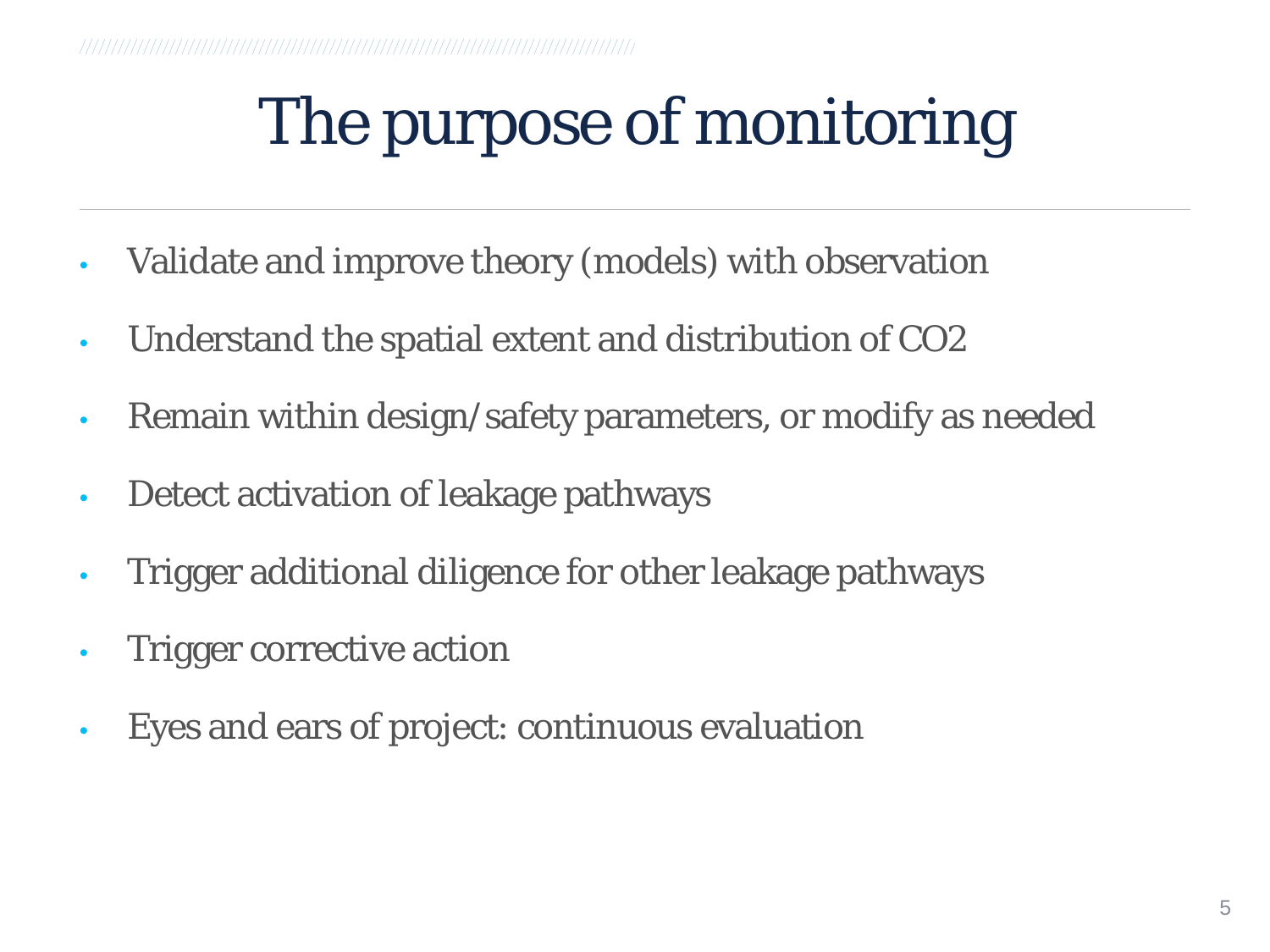# The purpose of monitoring

- Validate and improve theory (models) with observation
- Understand the spatial extent and distribution of $CO_2$
- Remain within design/safety parameters, or modify as needed
- Detect activation of leakage pathways
- Trigger additional diligence for other leakage pathways
- Trigger corrective action
- Eyes and ears of project: continuous evaluation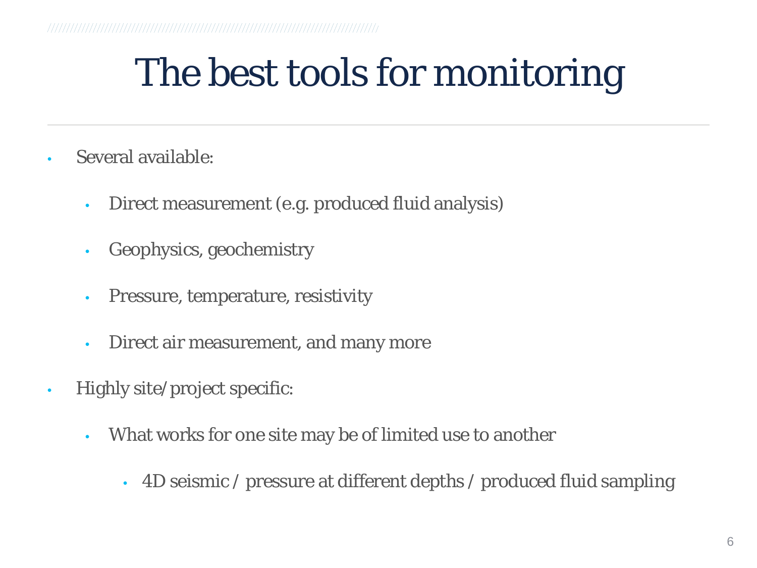# The best tools for monitoring

- Several available:
  - Direct measurement (e.g. produced fluid analysis)
  - Geophysics, geochemistry
  - Pressure, temperature, resistivity
  - Direct air measurement, and many more
- Highly site/project specific:
  - What works for one site may be of limited use to another
    - 4D seismic / pressure at different depths / produced fluid sampling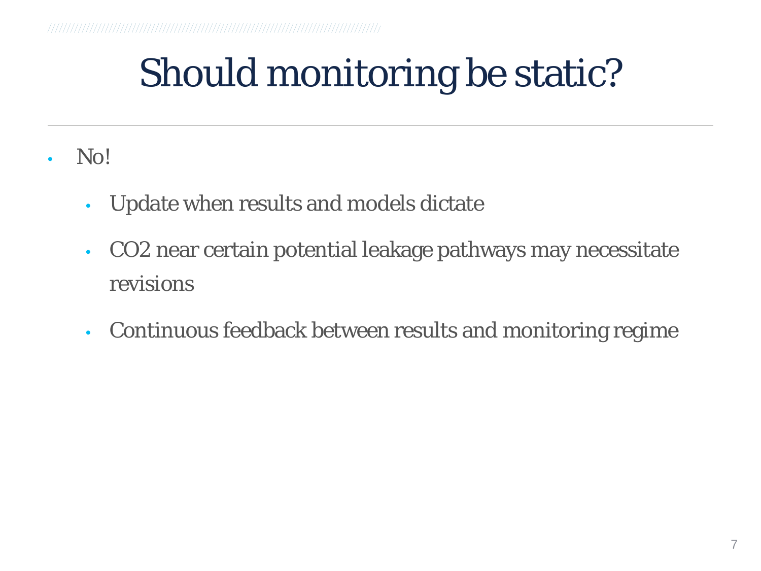# Should monitoring be static?

- No!
  - Update when results and models dictate
  - $CO_2$ near certain potential leakage pathways may necessitate revisions
  - Continuous feedback between results and monitoring regime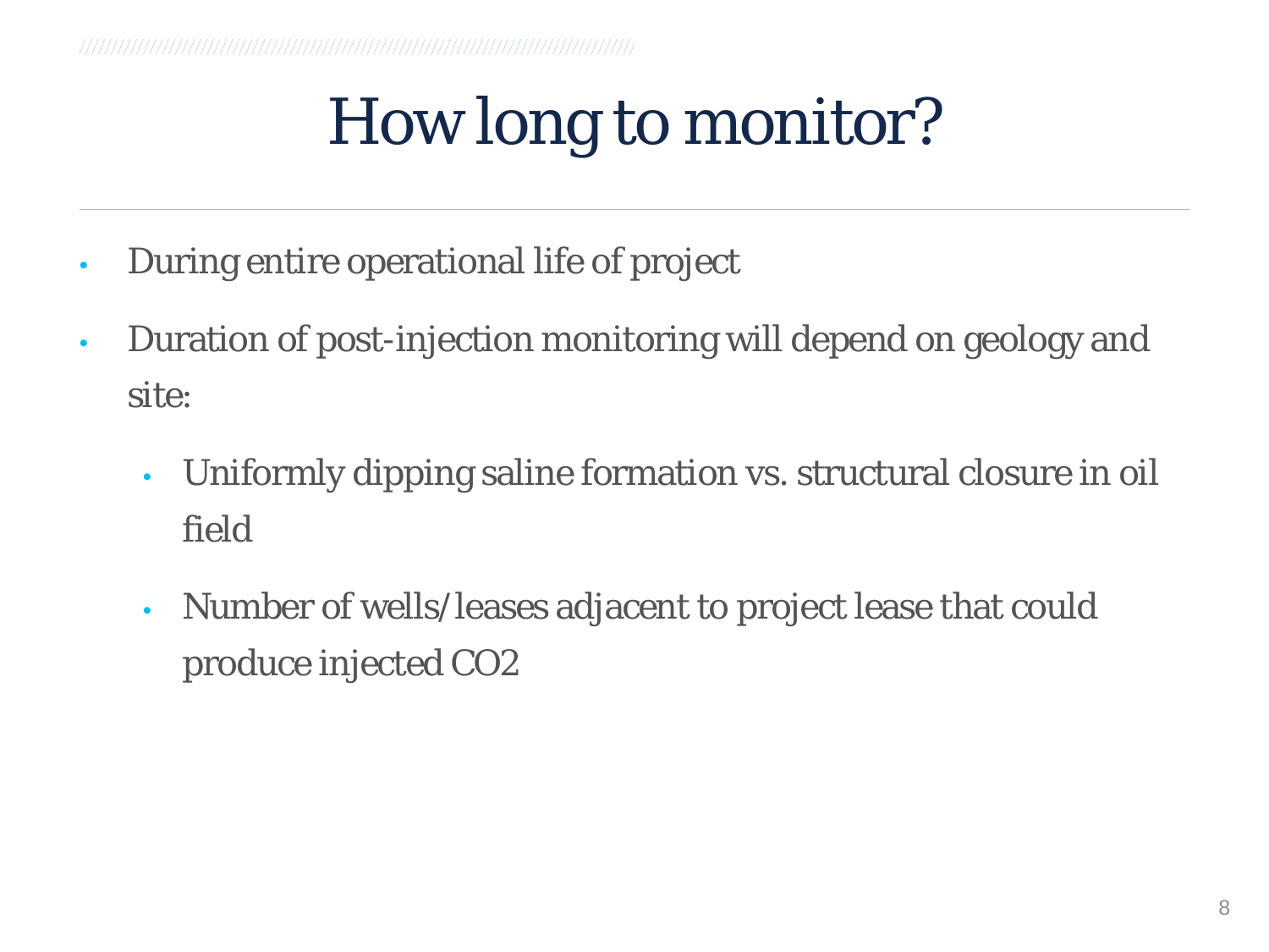# How long to monitor?

- During entire operational life of project
- Duration of post-injection monitoring will depend on geology and site:
  - Uniformly dipping saline formation vs. structural closure in oil field
  - Number of wells/leases adjacent to project lease that could produce injected $CO_2$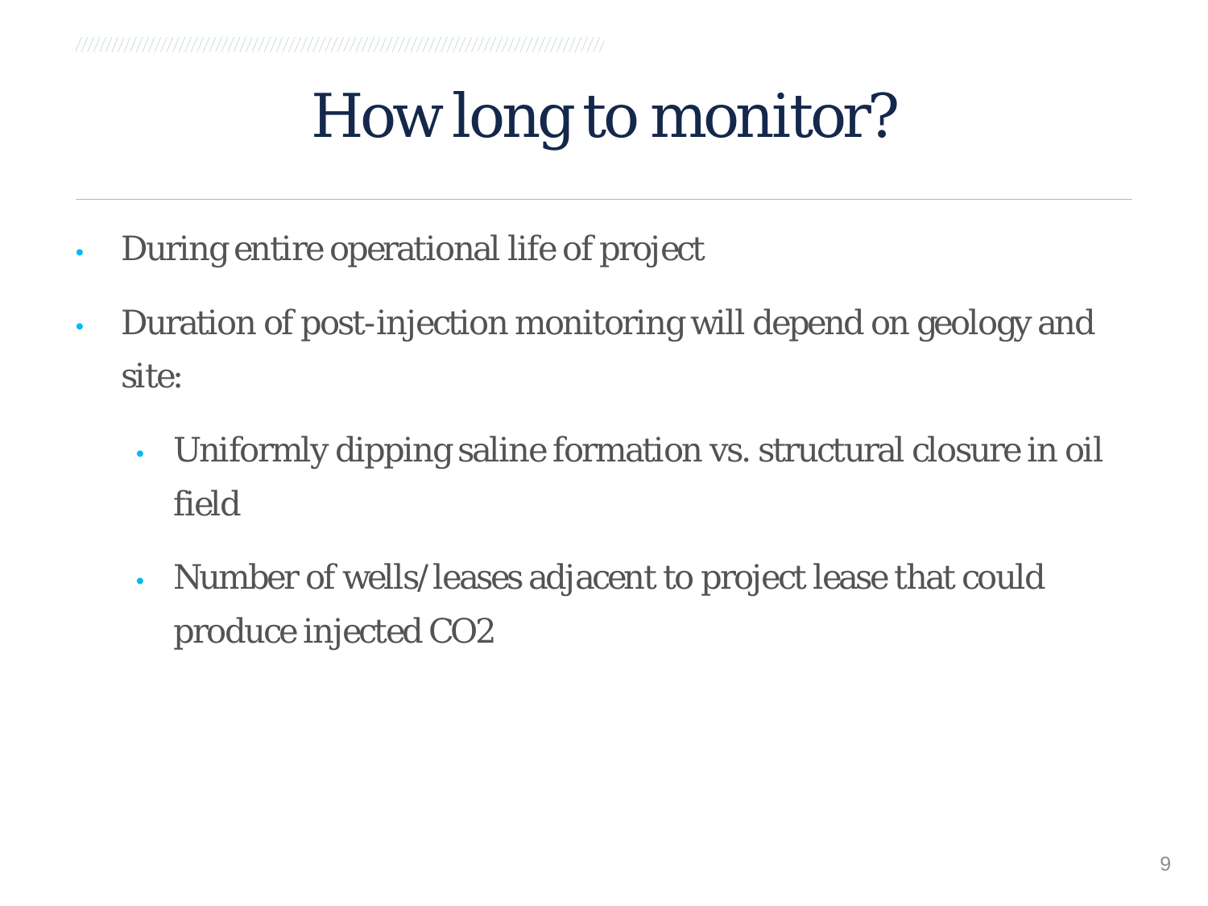# How long to monitor?

- During entire operational life of project
- Duration of post-injection monitoring will depend on geology and site:
  - Uniformly dipping saline formation vs. structural closure in oil field
  - Number of wells/leases adjacent to project lease that could produce injected $CO_2$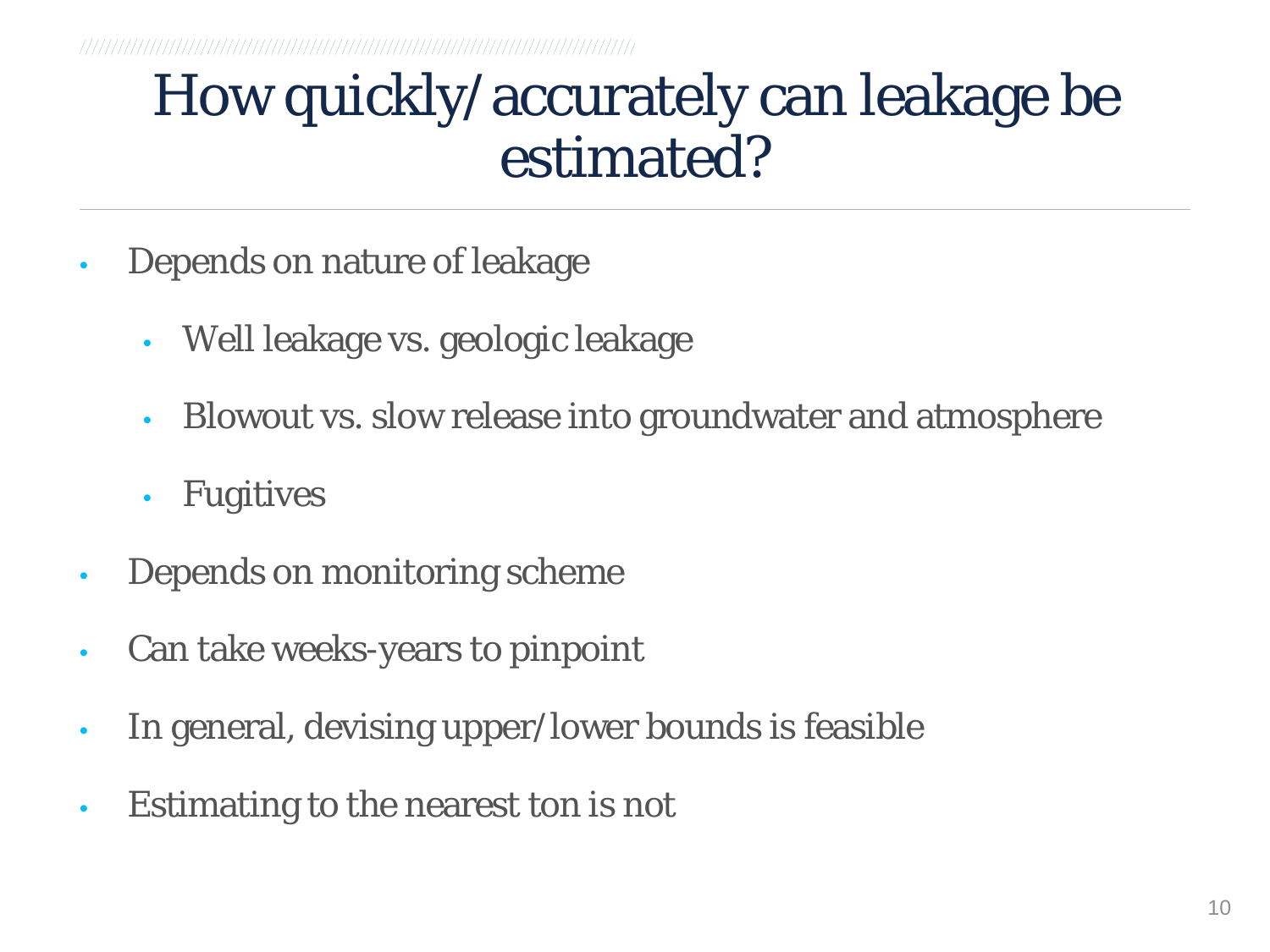# How quickly/accurately can leakage be estimated?

- Depends on nature of leakage
  - Well leakage vs. geologic leakage
  - Blowout vs. slow release into groundwater and atmosphere
  - Fugitives
- Depends on monitoring scheme
- Can take weeks-years to pinpoint
- In general, devising upper/lower bounds is feasible
- Estimating to the nearest ton is not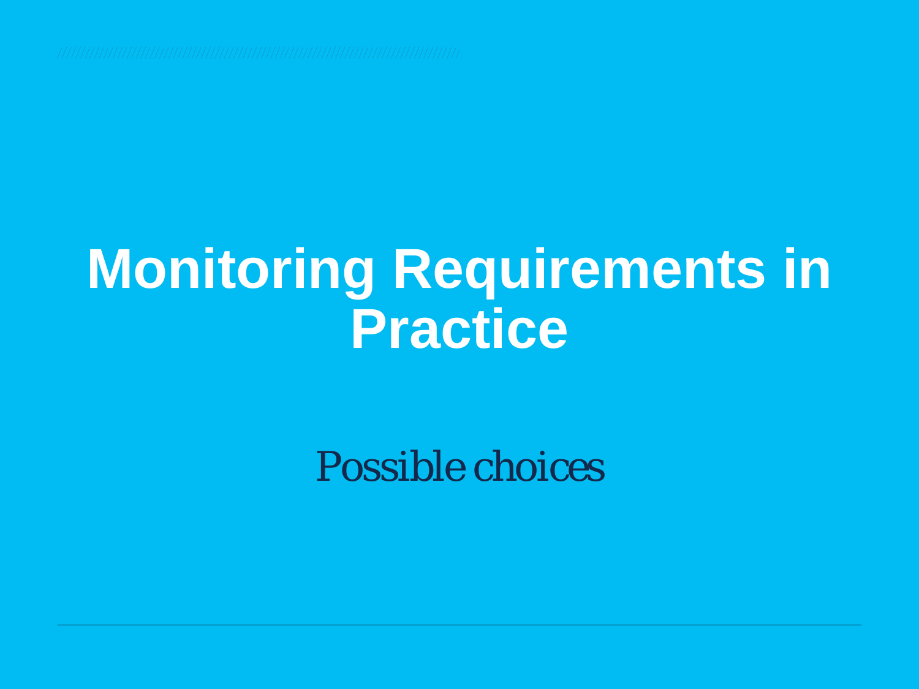# Monitoring Requirements in Practice

Possible choices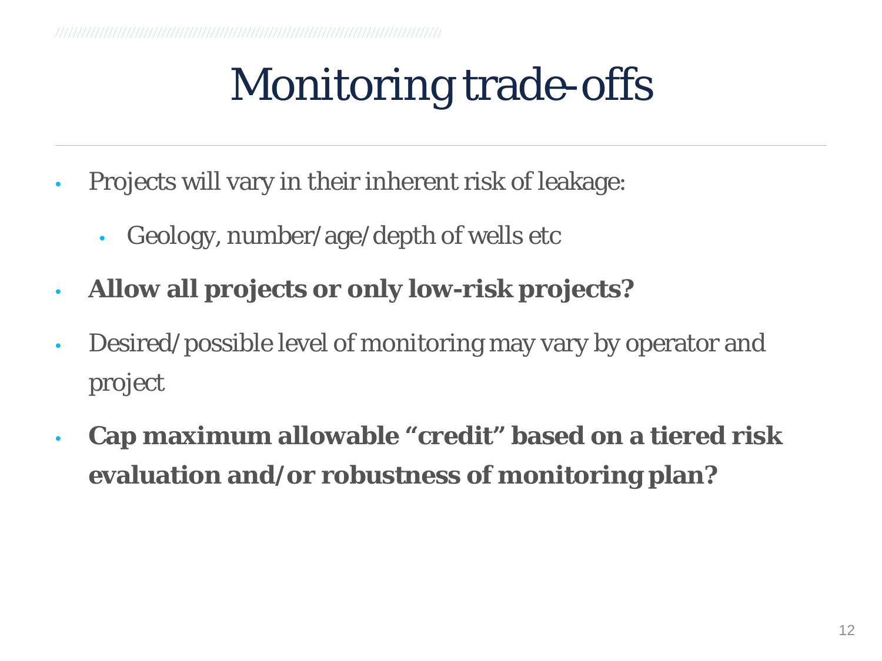# Monitoring trade-offs

- Projects will vary in their inherent risk of leakage:
  - Geology, number/age/depth of wells etc
- **Allow all projects or only low-risk projects?**
- Desired/possible level of monitoring may vary by operator and project
- **Cap maximum allowable “credit” based on a tiered risk evaluation and/or robustness of monitoring plan?**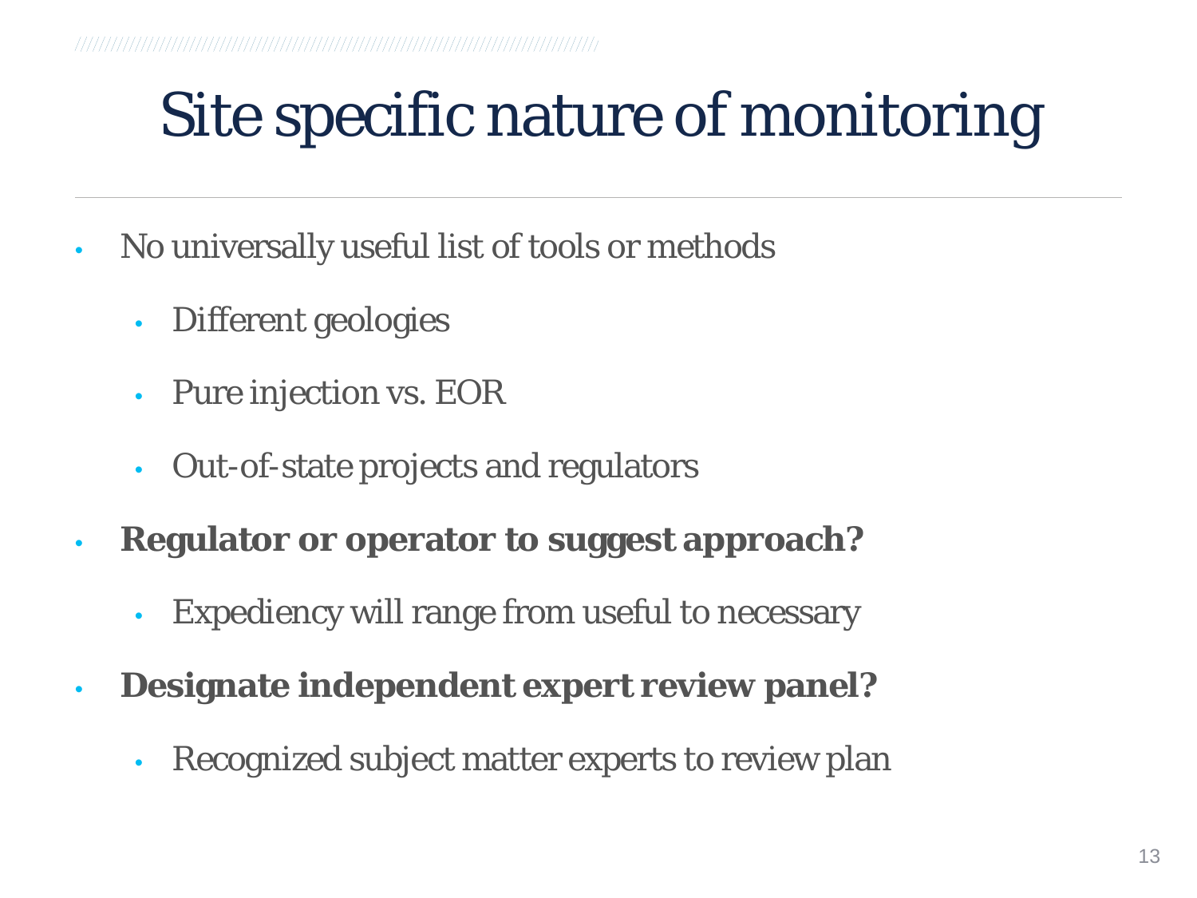# Site specific nature of monitoring

- No universally useful list of tools or methods
  - Different geologies
  - Pure injection vs. EOR
  - Out-of-state projects and regulators
- **Regulator or operator to suggest approach?**
  - Expediency will range from useful to necessary
- **Designate independent expert review panel?**
  - Recognized subject matter experts to review plan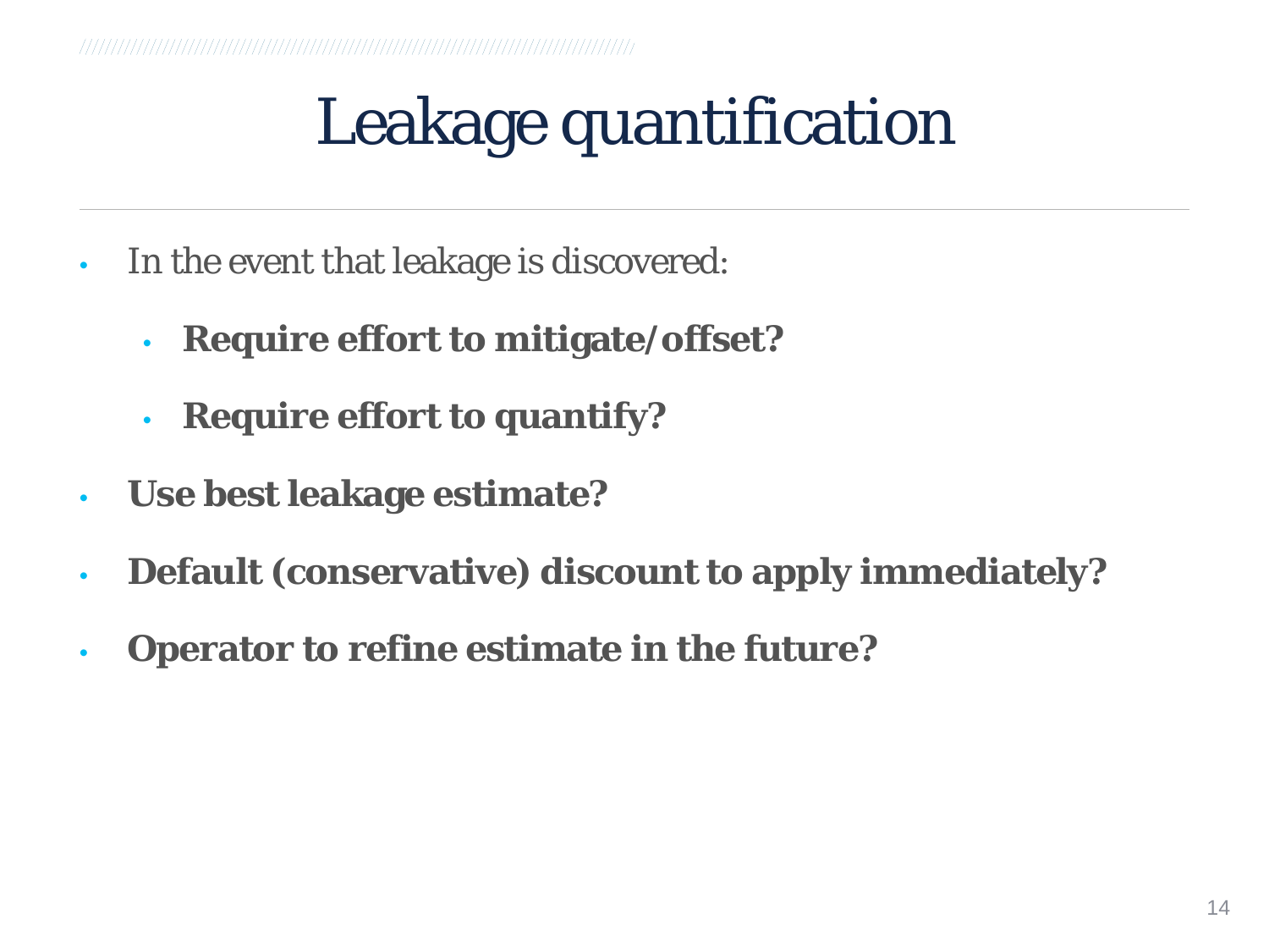# Leakage quantification

- *In the event that leakage is discovered:*
  - **Require effort to mitigate/offset?**
  - **Require effort to quantify?**
- **Use best leakage estimate?**
- **Default (conservative) discount to apply immediately?**
- **Operator to refine estimate in the future?**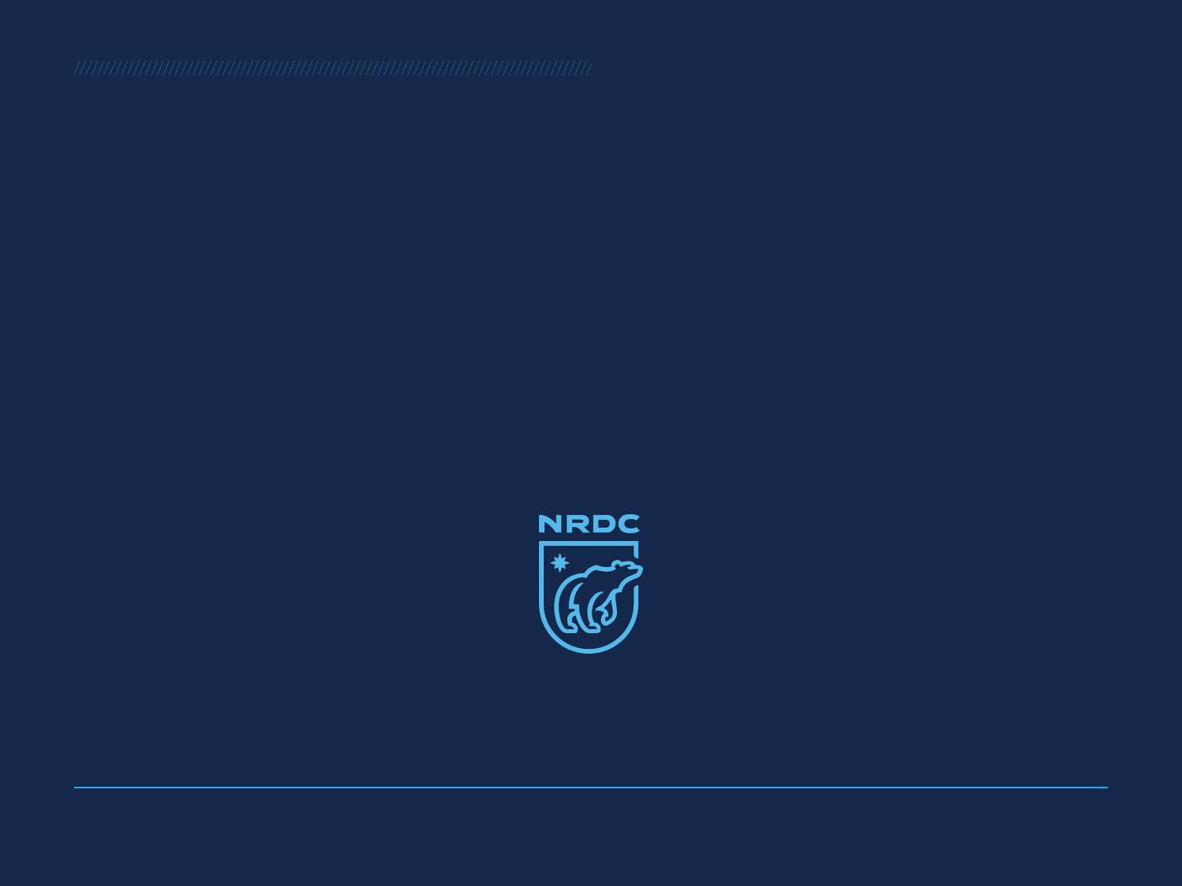NRDC